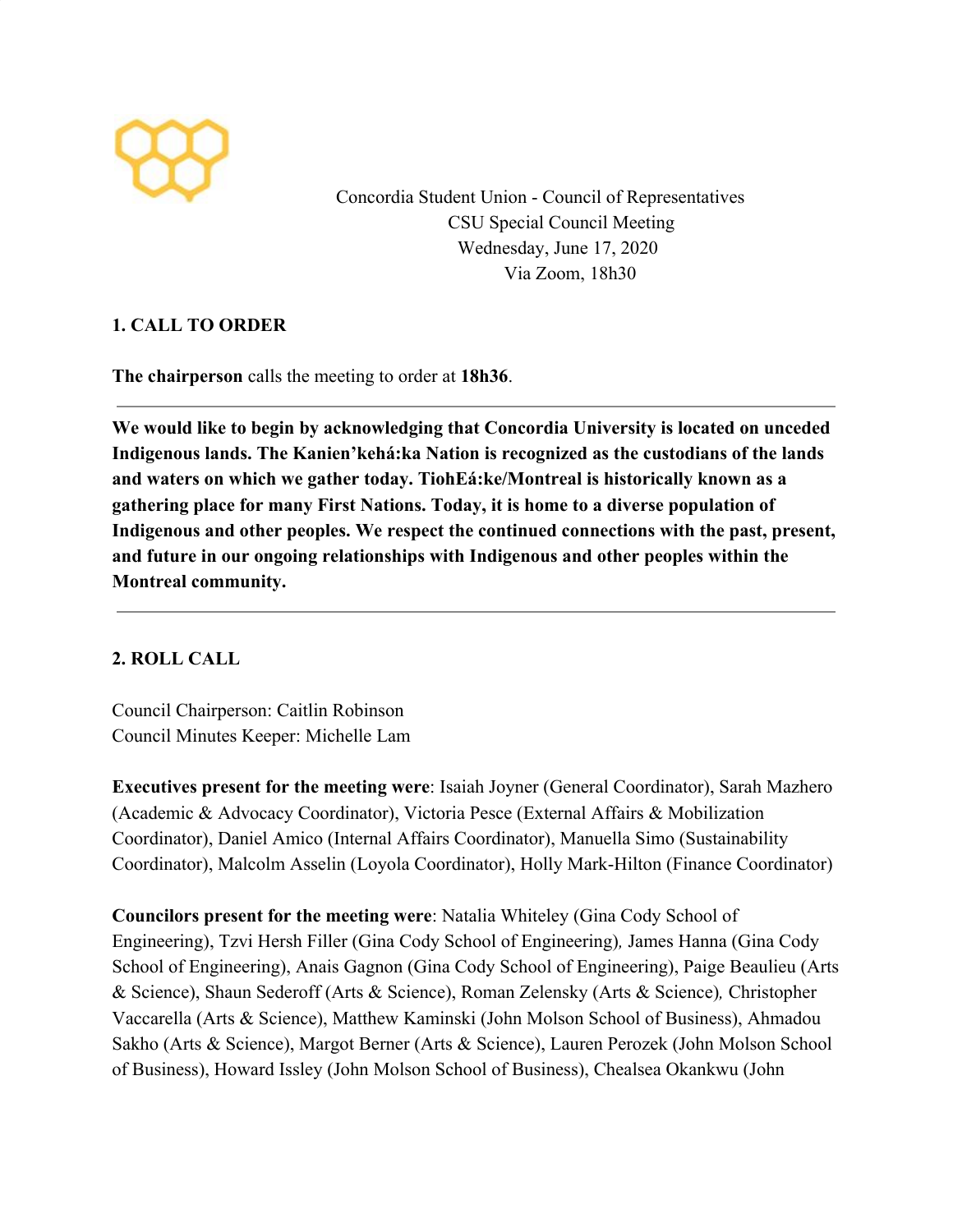Concordia Student Union - Council of Representatives
CSU Special Council Meeting
Wednesday, June 17, 2020
Via Zoom, 18h30

## 1. CALL TO ORDER

**The chairperson** calls the meeting to order at **18h36**.

---

**We would like to begin by acknowledging that Concordia University is located on unceded Indigenous lands. The Kanien'kehá:ka Nation is recognized as the custodians of the lands and waters on which we gather today. TiohEá:ke/Montreal is historically known as a gathering place for many First Nations. Today, it is home to a diverse population of Indigenous and other peoples. We respect the continued connections with the past, present, and future in our ongoing relationships with Indigenous and other peoples within the Montreal community.**

---

## 2. ROLL CALL

Council Chairperson: Caitlin Robinson
Council Minutes Keeper: Michelle Lam

**Executives present for the meeting were**: Isaiah Joyner (General Coordinator), Sarah Mazhero (Academic & Advocacy Coordinator), Victoria Pesce (External Affairs & Mobilization Coordinator), Daniel Amico (Internal Affairs Coordinator), Manuella Simo (Sustainability Coordinator), Malcolm Asselin (Loyola Coordinator), Holly Mark-Hilton (Finance Coordinator)

**Councilors present for the meeting were**: Natalia Whiteley (Gina Cody School of Engineering), Tzvi Hersh Filler (Gina Cody School of Engineering), James Hanna (Gina Cody School of Engineering), Anais Gagnon (Gina Cody School of Engineering), Paige Beaulieu (Arts & Science), Shaun Sederoff (Arts & Science), Roman Zelensky (Arts & Science), Christopher Vaccarella (Arts & Science), Matthew Kaminski (John Molson School of Business), Ahmadou Sakho (Arts & Science), Margot Berner (Arts & Science), Lauren Perozek (John Molson School of Business), Howard Issley (John Molson School of Business), Chealsea Okankwu (John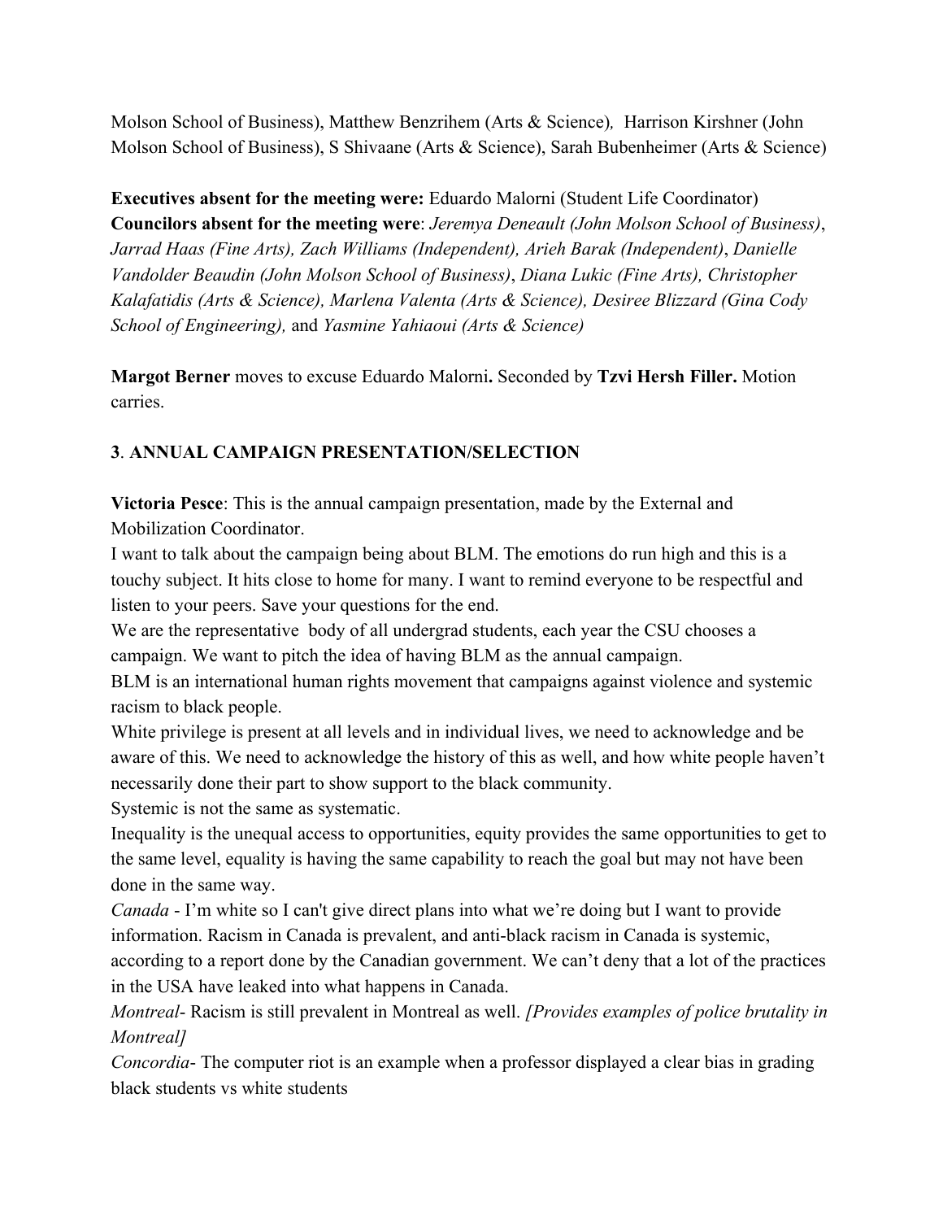Molson School of Business), Matthew Benzrihem (Arts & Science), Harrison Kirshner (John Molson School of Business), S Shivaane (Arts & Science), Sarah Bubenheimer (Arts & Science)

**Executives absent for the meeting were:** Eduardo Malorni (Student Life Coordinator)
**Councilors absent for the meeting were**: *Jeremya Deneault (John Molson School of Business)*, *Jarrad Haas (Fine Arts), Zach Williams (Independent), Arieh Barak (Independent)*, *Danielle Vandolder Beaudin (John Molson School of Business)*, *Diana Lukic (Fine Arts), Christopher Kalafatidis (Arts & Science), Marlena Valenta (Arts & Science), Desiree Blizzard (Gina Cody School of Engineering),* and *Yasmine Yahiaoui (Arts & Science)*

**Margot Berner** moves to excuse Eduardo Malorni**.** Seconded by **Tzvi Hersh Filler.** Motion carries.

## **3**. **ANNUAL CAMPAIGN PRESENTATION/SELECTION**

**Victoria Pesce**: This is the annual campaign presentation, made by the External and Mobilization Coordinator.
I want to talk about the campaign being about BLM. The emotions do run high and this is a touchy subject. It hits close to home for many. I want to remind everyone to be respectful and listen to your peers. Save your questions for the end.
We are the representative body of all undergrad students, each year the CSU chooses a campaign. We want to pitch the idea of having BLM as the annual campaign.
BLM is an international human rights movement that campaigns against violence and systemic racism to black people.
White privilege is present at all levels and in individual lives, we need to acknowledge and be aware of this. We need to acknowledge the history of this as well, and how white people haven't necessarily done their part to show support to the black community.
Systemic is not the same as systematic.
Inequality is the unequal access to opportunities, equity provides the same opportunities to get to the same level, equality is having the same capability to reach the goal but may not have been done in the same way.
*Canada* - I'm white so I can't give direct plans into what we're doing but I want to provide information. Racism in Canada is prevalent, and anti-black racism in Canada is systemic, according to a report done by the Canadian government. We can't deny that a lot of the practices in the USA have leaked into what happens in Canada.
*Montreal*- Racism is still prevalent in Montreal as well. *[Provides examples of police brutality in Montreal]*
*Concordia*- The computer riot is an example when a professor displayed a clear bias in grading black students vs white students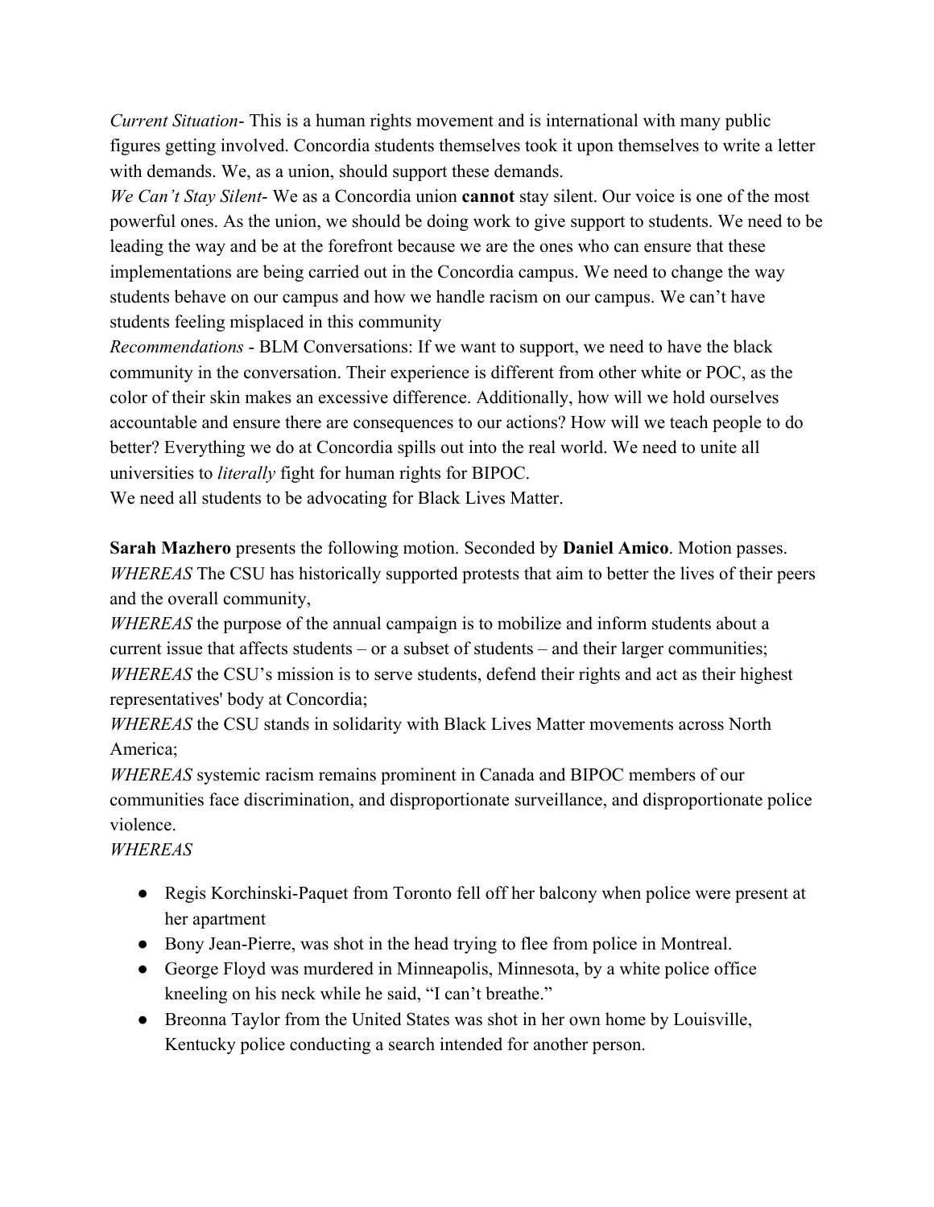*Current Situation*- This is a human rights movement and is international with many public figures getting involved. Concordia students themselves took it upon themselves to write a letter with demands. We, as a union, should support these demands.

*We Can't Stay Silent*- We as a Concordia union **cannot** stay silent. Our voice is one of the most powerful ones. As the union, we should be doing work to give support to students. We need to be leading the way and be at the forefront because we are the ones who can ensure that these implementations are being carried out in the Concordia campus. We need to change the way students behave on our campus and how we handle racism on our campus. We can't have students feeling misplaced in this community

*Recommendations* - BLM Conversations: If we want to support, we need to have the black community in the conversation. Their experience is different from other white or POC, as the color of their skin makes an excessive difference. Additionally, how will we hold ourselves accountable and ensure there are consequences to our actions? How will we teach people to do better? Everything we do at Concordia spills out into the real world. We need to unite all universities to *literally* fight for human rights for BIPOC.

We need all students to be advocating for Black Lives Matter.

**Sarah Mazhero** presents the following motion. Seconded by **Daniel Amico**. Motion passes.

*WHEREAS* The CSU has historically supported protests that aim to better the lives of their peers and the overall community,

*WHEREAS* the purpose of the annual campaign is to mobilize and inform students about a current issue that affects students – or a subset of students – and their larger communities;

*WHEREAS* the CSU's mission is to serve students, defend their rights and act as their highest representatives' body at Concordia;

*WHEREAS* the CSU stands in solidarity with Black Lives Matter movements across North America;

*WHEREAS* systemic racism remains prominent in Canada and BIPOC members of our communities face discrimination, and disproportionate surveillance, and disproportionate police violence.

*WHEREAS*

- Regis Korchinski-Paquet from Toronto fell off her balcony when police were present at her apartment
- Bony Jean-Pierre, was shot in the head trying to flee from police in Montreal.
- George Floyd was murdered in Minneapolis, Minnesota, by a white police office kneeling on his neck while he said, "I can't breathe."
- Breonna Taylor from the United States was shot in her own home by Louisville, Kentucky police conducting a search intended for another person.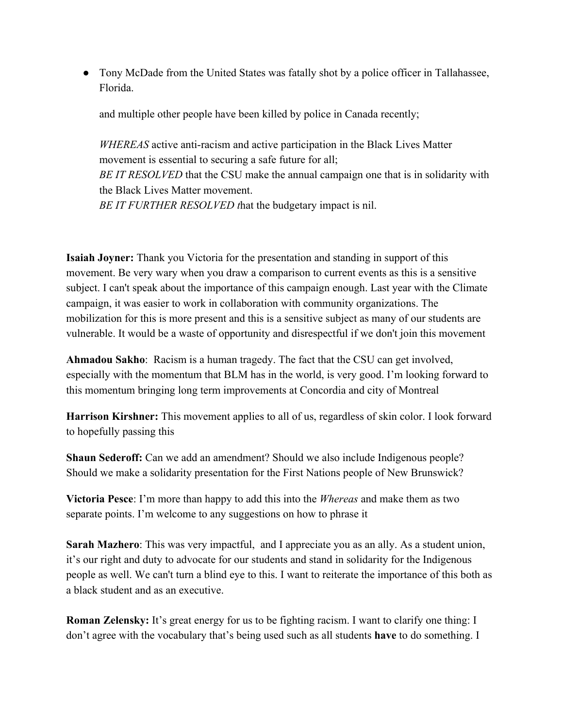- Tony McDade from the United States was fatally shot by a police officer in Tallahassee, Florida.

  and multiple other people have been killed by police in Canada recently;

  *WHEREAS* active anti-racism and active participation in the Black Lives Matter movement is essential to securing a safe future for all;
  *BE IT RESOLVED* that the CSU make the annual campaign one that is in solidarity with the Black Lives Matter movement.
  *BE IT FURTHER RESOLVED t*hat the budgetary impact is nil.

**Isaiah Joyner:** Thank you Victoria for the presentation and standing in support of this movement. Be very wary when you draw a comparison to current events as this is a sensitive subject. I can't speak about the importance of this campaign enough. Last year with the Climate campaign, it was easier to work in collaboration with community organizations. The mobilization for this is more present and this is a sensitive subject as many of our students are vulnerable. It would be a waste of opportunity and disrespectful if we don't join this movement

**Ahmadou Sakho**: Racism is a human tragedy. The fact that the CSU can get involved, especially with the momentum that BLM has in the world, is very good. I'm looking forward to this momentum bringing long term improvements at Concordia and city of Montreal

**Harrison Kirshner:** This movement applies to all of us, regardless of skin color. I look forward to hopefully passing this

**Shaun Sederoff:** Can we add an amendment? Should we also include Indigenous people? Should we make a solidarity presentation for the First Nations people of New Brunswick?

**Victoria Pesce**: I'm more than happy to add this into the *Whereas* and make them as two separate points. I'm welcome to any suggestions on how to phrase it

**Sarah Mazhero**: This was very impactful, and I appreciate you as an ally. As a student union, it's our right and duty to advocate for our students and stand in solidarity for the Indigenous people as well. We can't turn a blind eye to this. I want to reiterate the importance of this both as a black student and as an executive.

**Roman Zelensky:** It's great energy for us to be fighting racism. I want to clarify one thing: I don't agree with the vocabulary that's being used such as all students **have** to do something. I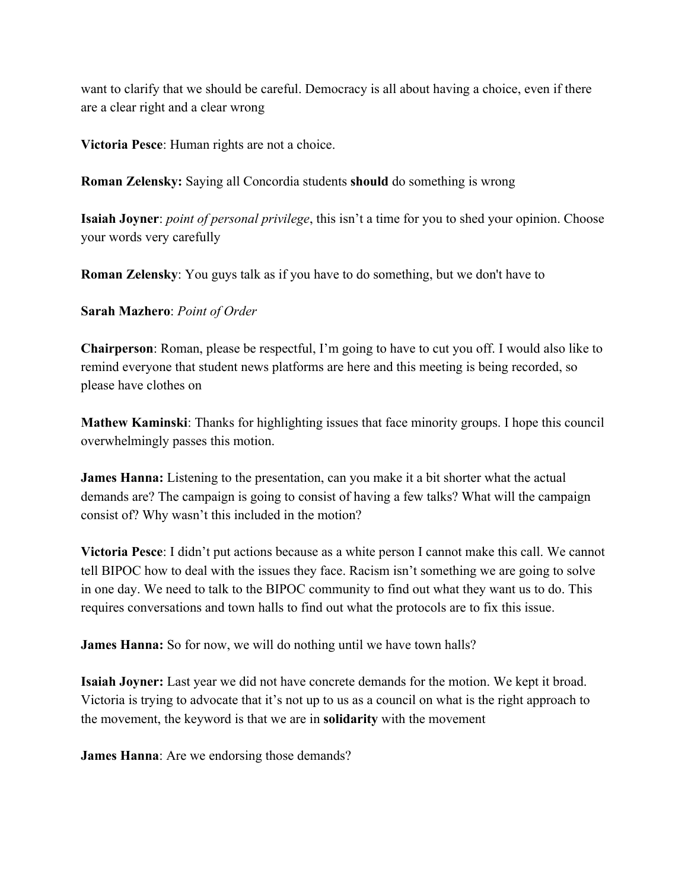want to clarify that we should be careful. Democracy is all about having a choice, even if there are a clear right and a clear wrong

**Victoria Pesce**: Human rights are not a choice.

**Roman Zelensky:** Saying all Concordia students **should** do something is wrong

**Isaiah Joyner**: *point of personal privilege*, this isn't a time for you to shed your opinion. Choose your words very carefully

**Roman Zelensky**: You guys talk as if you have to do something, but we don't have to

**Sarah Mazhero**: *Point of Order*

**Chairperson**: Roman, please be respectful, I'm going to have to cut you off. I would also like to remind everyone that student news platforms are here and this meeting is being recorded, so please have clothes on

**Mathew Kaminski**: Thanks for highlighting issues that face minority groups. I hope this council overwhelmingly passes this motion.

**James Hanna:** Listening to the presentation, can you make it a bit shorter what the actual demands are? The campaign is going to consist of having a few talks? What will the campaign consist of? Why wasn't this included in the motion?

**Victoria Pesce**: I didn't put actions because as a white person I cannot make this call. We cannot tell BIPOC how to deal with the issues they face. Racism isn't something we are going to solve in one day. We need to talk to the BIPOC community to find out what they want us to do. This requires conversations and town halls to find out what the protocols are to fix this issue.

**James Hanna:** So for now, we will do nothing until we have town halls?

**Isaiah Joyner:** Last year we did not have concrete demands for the motion. We kept it broad. Victoria is trying to advocate that it's not up to us as a council on what is the right approach to the movement, the keyword is that we are in **solidarity** with the movement

**James Hanna**: Are we endorsing those demands?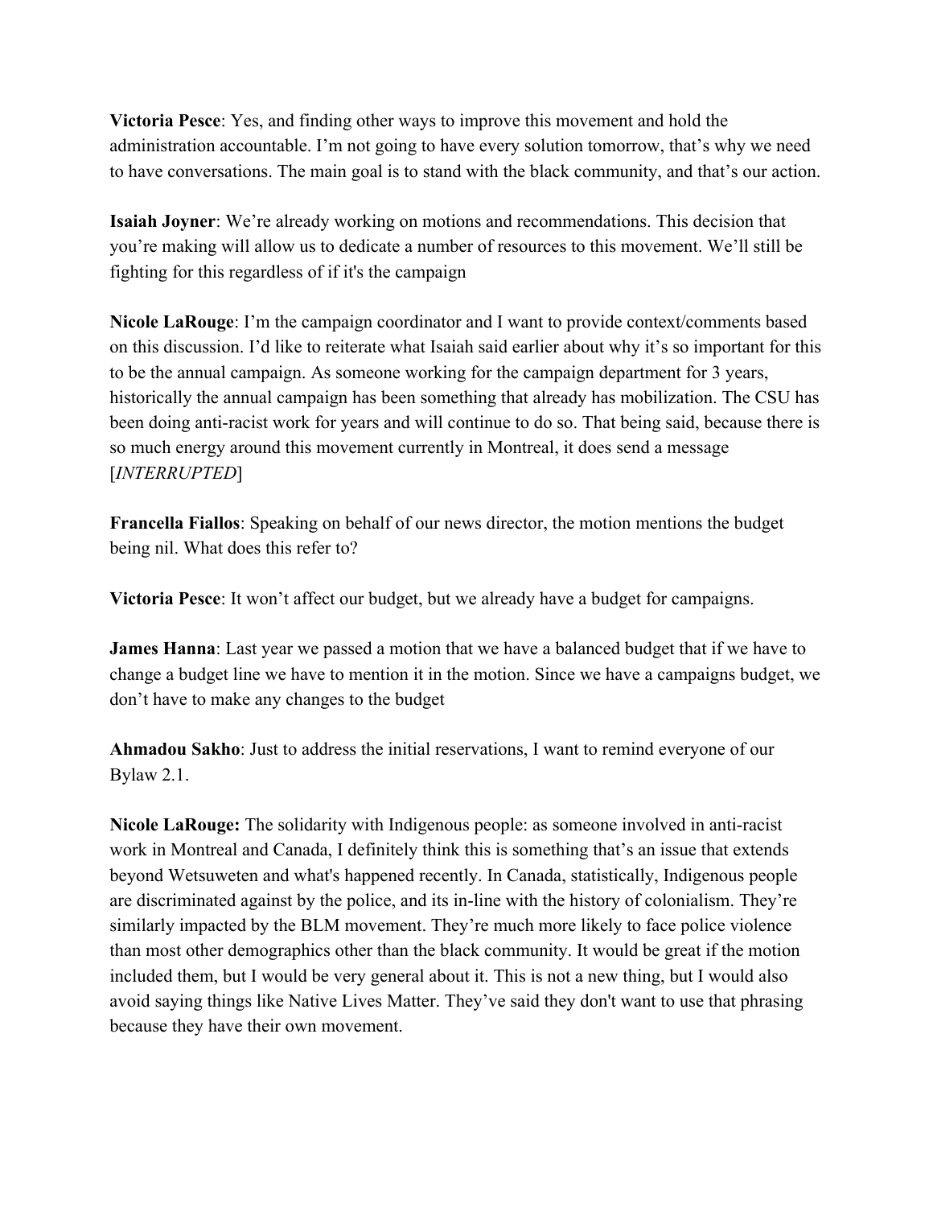**Victoria Pesce**: Yes, and finding other ways to improve this movement and hold the administration accountable. I'm not going to have every solution tomorrow, that's why we need to have conversations. The main goal is to stand with the black community, and that's our action.

**Isaiah Joyner**: We're already working on motions and recommendations. This decision that you're making will allow us to dedicate a number of resources to this movement. We'll still be fighting for this regardless of if it's the campaign

**Nicole LaRouge**: I'm the campaign coordinator and I want to provide context/comments based on this discussion. I'd like to reiterate what Isaiah said earlier about why it's so important for this to be the annual campaign. As someone working for the campaign department for 3 years, historically the annual campaign has been something that already has mobilization. The CSU has been doing anti-racist work for years and will continue to do so. That being said, because there is so much energy around this movement currently in Montreal, it does send a message [*INTERRUPTED*]

**Francella Fiallos**: Speaking on behalf of our news director, the motion mentions the budget being nil. What does this refer to?

**Victoria Pesce**: It won't affect our budget, but we already have a budget for campaigns.

**James Hanna**: Last year we passed a motion that we have a balanced budget that if we have to change a budget line we have to mention it in the motion. Since we have a campaigns budget, we don't have to make any changes to the budget

**Ahmadou Sakho**: Just to address the initial reservations, I want to remind everyone of our Bylaw 2.1.

**Nicole LaRouge:** The solidarity with Indigenous people: as someone involved in anti-racist work in Montreal and Canada, I definitely think this is something that's an issue that extends beyond Wetsuweten and what's happened recently. In Canada, statistically, Indigenous people are discriminated against by the police, and its in-line with the history of colonialism. They're similarly impacted by the BLM movement. They're much more likely to face police violence than most other demographics other than the black community. It would be great if the motion included them, but I would be very general about it. This is not a new thing, but I would also avoid saying things like Native Lives Matter. They've said they don't want to use that phrasing because they have their own movement.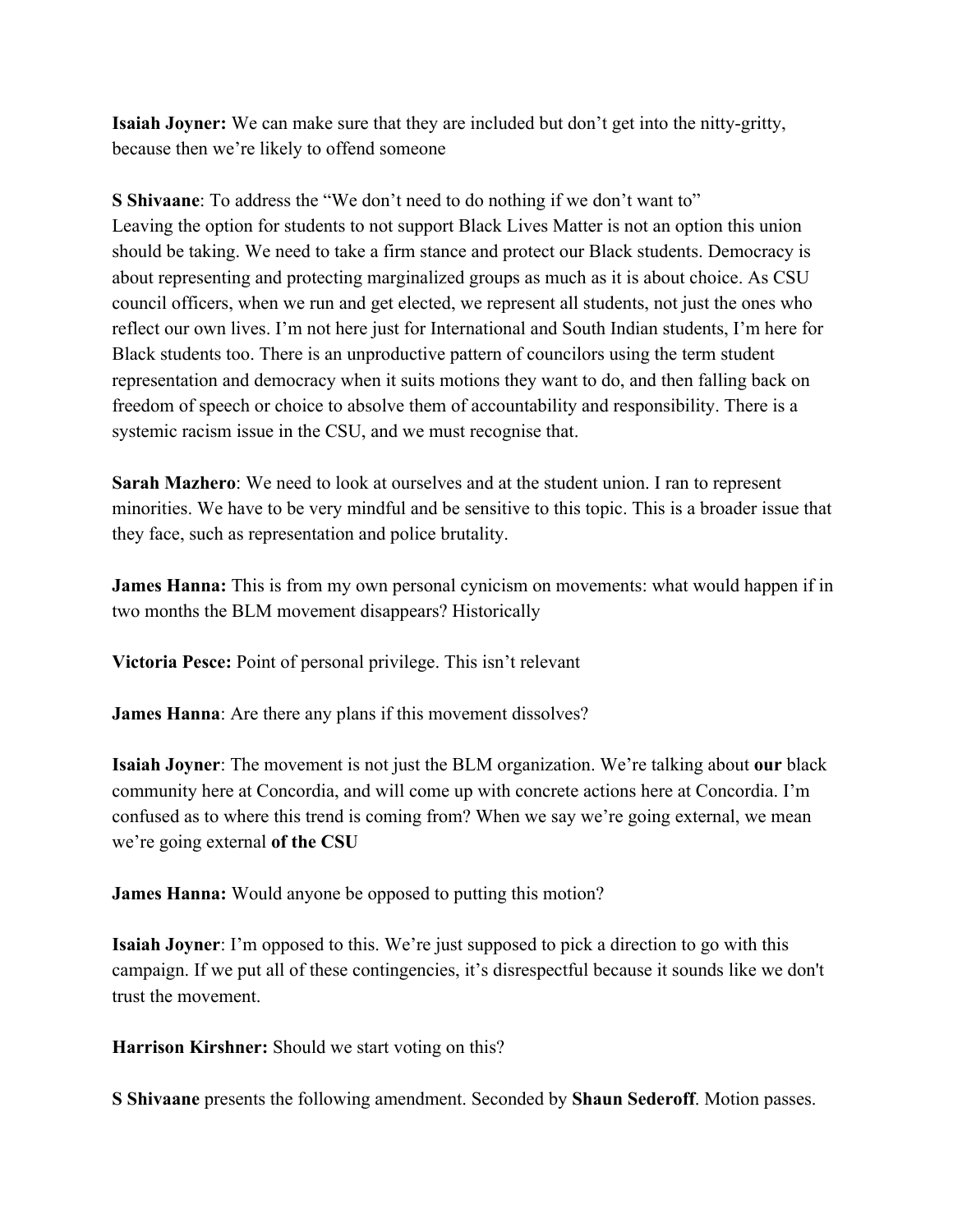**Isaiah Joyner:** We can make sure that they are included but don't get into the nitty-gritty, because then we're likely to offend someone

**S Shivaane**: To address the "We don't need to do nothing if we don't want to"
Leaving the option for students to not support Black Lives Matter is not an option this union should be taking. We need to take a firm stance and protect our Black students. Democracy is about representing and protecting marginalized groups as much as it is about choice. As CSU council officers, when we run and get elected, we represent all students, not just the ones who reflect our own lives. I'm not here just for International and South Indian students, I'm here for Black students too. There is an unproductive pattern of councilors using the term student representation and democracy when it suits motions they want to do, and then falling back on freedom of speech or choice to absolve them of accountability and responsibility. There is a systemic racism issue in the CSU, and we must recognise that.

**Sarah Mazhero**: We need to look at ourselves and at the student union. I ran to represent minorities. We have to be very mindful and be sensitive to this topic. This is a broader issue that they face, such as representation and police brutality.

**James Hanna:** This is from my own personal cynicism on movements: what would happen if in two months the BLM movement disappears? Historically

**Victoria Pesce:** Point of personal privilege. This isn't relevant

**James Hanna**: Are there any plans if this movement dissolves?

**Isaiah Joyner**: The movement is not just the BLM organization. We're talking about **our** black community here at Concordia, and will come up with concrete actions here at Concordia. I'm confused as to where this trend is coming from? When we say we're going external, we mean we're going external **of the CSU**

**James Hanna:** Would anyone be opposed to putting this motion?

**Isaiah Joyner**: I'm opposed to this. We're just supposed to pick a direction to go with this campaign. If we put all of these contingencies, it's disrespectful because it sounds like we don't trust the movement.

**Harrison Kirshner:** Should we start voting on this?

**S Shivaane** presents the following amendment. Seconded by **Shaun Sederoff**. Motion passes.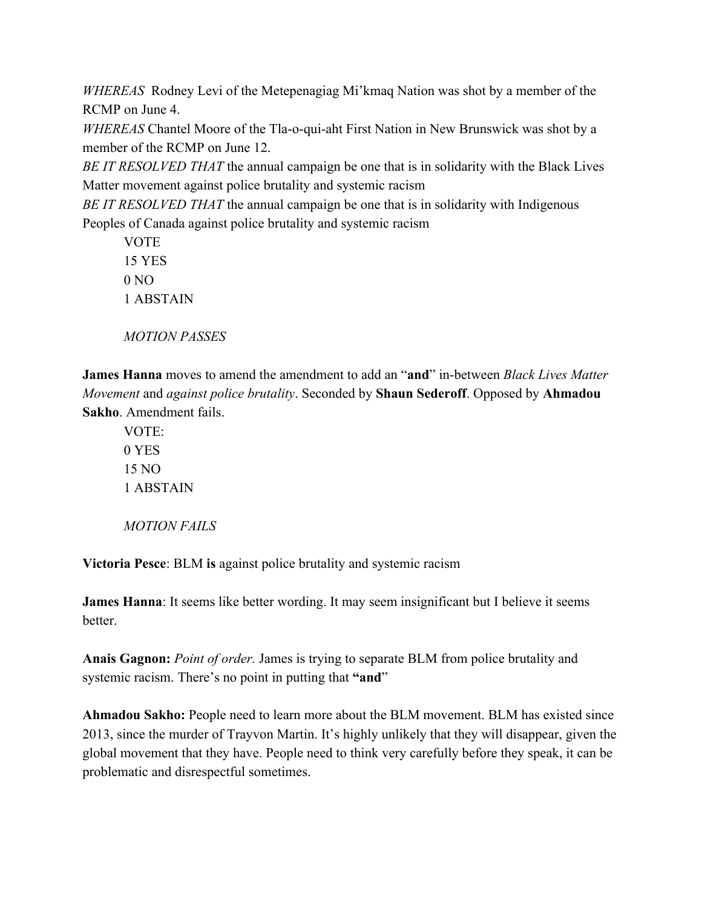*WHEREAS* Rodney Levi of the Metepenagiag Mi'kmaq Nation was shot by a member of the RCMP on June 4.
*WHEREAS* Chantel Moore of the Tla-o-qui-aht First Nation in New Brunswick was shot by a member of the RCMP on June 12.
*BE IT RESOLVED THAT* the annual campaign be one that is in solidarity with the Black Lives Matter movement against police brutality and systemic racism
*BE IT RESOLVED THAT* the annual campaign be one that is in solidarity with Indigenous Peoples of Canada against police brutality and systemic racism

VOTE
15 YES
0 NO
1 ABSTAIN

*MOTION PASSES*

**James Hanna** moves to amend the amendment to add an "**and**" in-between *Black Lives Matter Movement* and *against police brutality*. Seconded by **Shaun Sederoff**. Opposed by **Ahmadou Sakho**. Amendment fails.

VOTE:
0 YES
15 NO
1 ABSTAIN

*MOTION FAILS*

**Victoria Pesce**: BLM **is** against police brutality and systemic racism

**James Hanna**: It seems like better wording. It may seem insignificant but I believe it seems better.

**Anais Gagnon:** *Point of order.* James is trying to separate BLM from police brutality and systemic racism. There's no point in putting that **"and"**

**Ahmadou Sakho:** People need to learn more about the BLM movement. BLM has existed since 2013, since the murder of Trayvon Martin. It's highly unlikely that they will disappear, given the global movement that they have. People need to think very carefully before they speak, it can be problematic and disrespectful sometimes.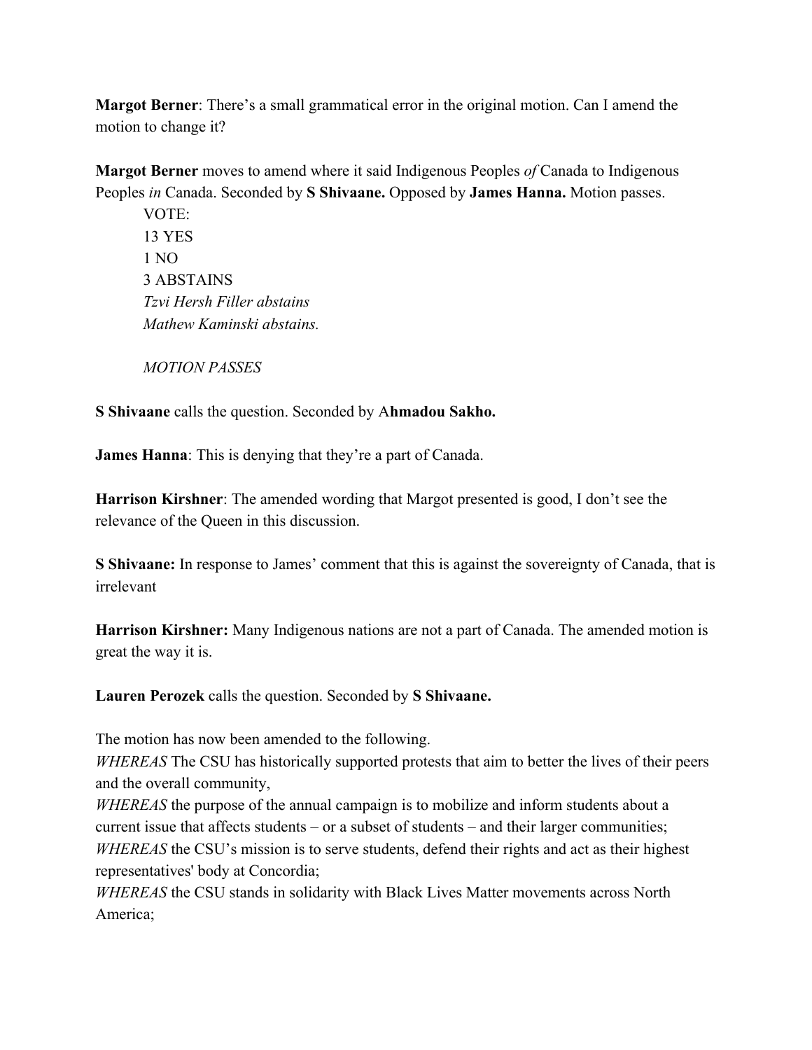**Margot Berner**: There's a small grammatical error in the original motion. Can I amend the motion to change it?

**Margot Berner** moves to amend where it said Indigenous Peoples *of* Canada to Indigenous Peoples *in* Canada. Seconded by **S Shivaane.** Opposed by **James Hanna.** Motion passes.

VOTE:
13 YES
1 NO
3 ABSTAINS
*Tzvi Hersh Filler abstains*
*Mathew Kaminski abstains.*

*MOTION PASSES*

**S Shivaane** calls the question. Seconded by A**hmadou Sakho.**

**James Hanna**: This is denying that they're a part of Canada.

**Harrison Kirshner**: The amended wording that Margot presented is good, I don't see the relevance of the Queen in this discussion.

**S Shivaane:** In response to James' comment that this is against the sovereignty of Canada, that is irrelevant

**Harrison Kirshner:** Many Indigenous nations are not a part of Canada. The amended motion is great the way it is.

**Lauren Perozek** calls the question. Seconded by **S Shivaane.**

The motion has now been amended to the following.
*WHEREAS* The CSU has historically supported protests that aim to better the lives of their peers and the overall community,
*WHEREAS* the purpose of the annual campaign is to mobilize and inform students about a current issue that affects students – or a subset of students – and their larger communities;
*WHEREAS* the CSU's mission is to serve students, defend their rights and act as their highest representatives' body at Concordia;
*WHEREAS* the CSU stands in solidarity with Black Lives Matter movements across North America;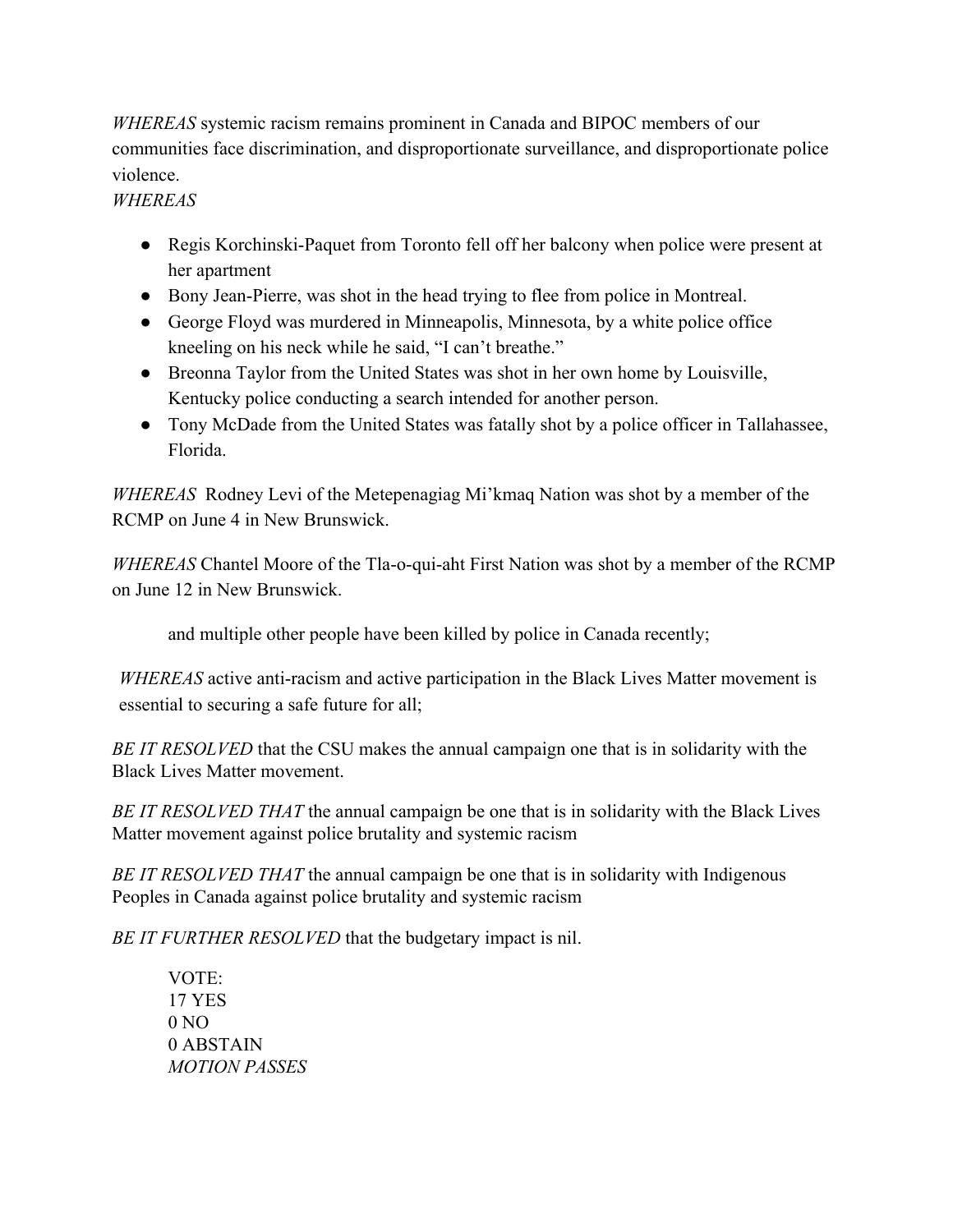*WHEREAS* systemic racism remains prominent in Canada and BIPOC members of our communities face discrimination, and disproportionate surveillance, and disproportionate police violence.

*WHEREAS*

- Regis Korchinski-Paquet from Toronto fell off her balcony when police were present at her apartment
- Bony Jean-Pierre, was shot in the head trying to flee from police in Montreal.
- George Floyd was murdered in Minneapolis, Minnesota, by a white police office kneeling on his neck while he said, "I can't breathe."
- Breonna Taylor from the United States was shot in her own home by Louisville, Kentucky police conducting a search intended for another person.
- Tony McDade from the United States was fatally shot by a police officer in Tallahassee, Florida.

*WHEREAS* Rodney Levi of the Metepenagiag Mi'kmaq Nation was shot by a member of the RCMP on June 4 in New Brunswick.

*WHEREAS* Chantel Moore of the Tla-o-qui-aht First Nation was shot by a member of the RCMP on June 12 in New Brunswick.

and multiple other people have been killed by police in Canada recently;

*WHEREAS* active anti-racism and active participation in the Black Lives Matter movement is essential to securing a safe future for all;

*BE IT RESOLVED* that the CSU makes the annual campaign one that is in solidarity with the Black Lives Matter movement.

*BE IT RESOLVED THAT* the annual campaign be one that is in solidarity with the Black Lives Matter movement against police brutality and systemic racism

*BE IT RESOLVED THAT* the annual campaign be one that is in solidarity with Indigenous Peoples in Canada against police brutality and systemic racism

*BE IT FURTHER RESOLVED* that the budgetary impact is nil.

VOTE:
17 YES
0 NO
0 ABSTAIN
*MOTION PASSES*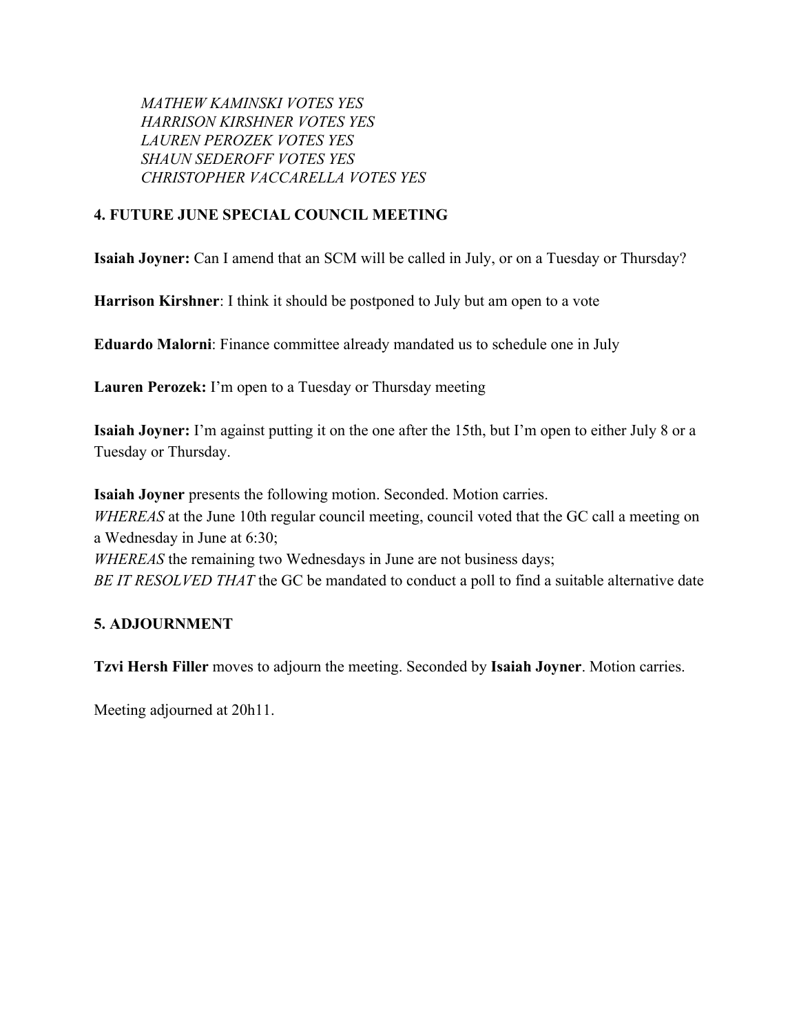*MATHEW KAMINSKI VOTES YES*
*HARRISON KIRSHNER VOTES YES*
*LAUREN PEROZEK VOTES YES*
*SHAUN SEDEROFF VOTES YES*
*CHRISTOPHER VACCARELLA VOTES YES*

### 4. FUTURE JUNE SPECIAL COUNCIL MEETING

**Isaiah Joyner:** Can I amend that an SCM will be called in July, or on a Tuesday or Thursday?

**Harrison Kirshner**: I think it should be postponed to July but am open to a vote

**Eduardo Malorni**: Finance committee already mandated us to schedule one in July

**Lauren Perozek:** I'm open to a Tuesday or Thursday meeting

**Isaiah Joyner:** I'm against putting it on the one after the 15th, but I'm open to either July 8 or a Tuesday or Thursday.

**Isaiah Joyner** presents the following motion. Seconded. Motion carries.
*WHEREAS* at the June 10th regular council meeting, council voted that the GC call a meeting on a Wednesday in June at 6:30;
*WHEREAS* the remaining two Wednesdays in June are not business days;
*BE IT RESOLVED THAT* the GC be mandated to conduct a poll to find a suitable alternative date

### 5. ADJOURNMENT

**Tzvi Hersh Filler** moves to adjourn the meeting. Seconded by **Isaiah Joyner**. Motion carries.

Meeting adjourned at 20h11.